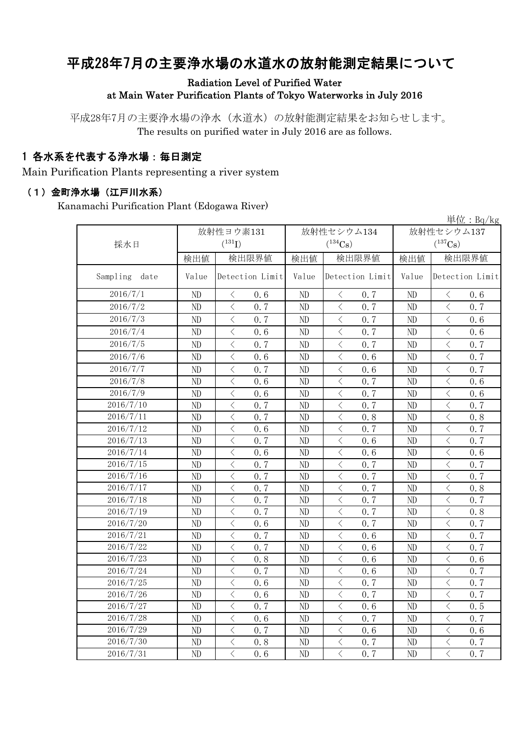# 平成28年7月の主要浄水場の水道水の放射能測定結果について

Radiation Level of Purified Water
at Main Water Purification Plants of Tokyo Waterworks in July 2016

平成28年7月の主要浄水場の浄水（水道水）の放射能測定結果をお知らせします。
The results on purified water in July 2016 are as follows.

## 1 各水系を代表する浄水場：毎日測定

Main Purification Plants representing a river system

### （1）金町浄水場（江戸川水系）

Kanamachi Purification Plant (Edogawa River)

単位：Bq/kg

| 採水日 | 放射性ヨウ素131 ($^{131}I$) | | 放射性セシウム134 ($^{134}Cs$) | | 放射性セシウム137 ($^{137}Cs$) | |
|---|---|---|---|---|---|---|
| | 検出値 | 検出限界値 | 検出値 | 検出限界値 | 検出値 | 検出限界値 |
| Sampling date | Value | Detection Limit | Value | Detection Limit | Value | Detection Limit |
| 2016/7/1 | ND | ＜ 0.6 | ND | ＜ 0.7 | ND | ＜ 0.6 |
| 2016/7/2 | ND | ＜ 0.7 | ND | ＜ 0.7 | ND | ＜ 0.7 |
| 2016/7/3 | ND | ＜ 0.7 | ND | ＜ 0.7 | ND | ＜ 0.6 |
| 2016/7/4 | ND | ＜ 0.6 | ND | ＜ 0.7 | ND | ＜ 0.6 |
| 2016/7/5 | ND | ＜ 0.7 | ND | ＜ 0.7 | ND | ＜ 0.7 |
| 2016/7/6 | ND | ＜ 0.6 | ND | ＜ 0.6 | ND | ＜ 0.7 |
| 2016/7/7 | ND | ＜ 0.7 | ND | ＜ 0.6 | ND | ＜ 0.7 |
| 2016/7/8 | ND | ＜ 0.6 | ND | ＜ 0.7 | ND | ＜ 0.6 |
| 2016/7/9 | ND | ＜ 0.6 | ND | ＜ 0.7 | ND | ＜ 0.6 |
| 2016/7/10 | ND | ＜ 0.7 | ND | ＜ 0.7 | ND | ＜ 0.7 |
| 2016/7/11 | ND | ＜ 0.7 | ND | ＜ 0.8 | ND | ＜ 0.8 |
| 2016/7/12 | ND | ＜ 0.6 | ND | ＜ 0.7 | ND | ＜ 0.7 |
| 2016/7/13 | ND | ＜ 0.7 | ND | ＜ 0.6 | ND | ＜ 0.7 |
| 2016/7/14 | ND | ＜ 0.6 | ND | ＜ 0.6 | ND | ＜ 0.6 |
| 2016/7/15 | ND | ＜ 0.7 | ND | ＜ 0.7 | ND | ＜ 0.7 |
| 2016/7/16 | ND | ＜ 0.7 | ND | ＜ 0.7 | ND | ＜ 0.7 |
| 2016/7/17 | ND | ＜ 0.7 | ND | ＜ 0.7 | ND | ＜ 0.8 |
| 2016/7/18 | ND | ＜ 0.7 | ND | ＜ 0.7 | ND | ＜ 0.7 |
| 2016/7/19 | ND | ＜ 0.7 | ND | ＜ 0.7 | ND | ＜ 0.8 |
| 2016/7/20 | ND | ＜ 0.6 | ND | ＜ 0.7 | ND | ＜ 0.7 |
| 2016/7/21 | ND | ＜ 0.7 | ND | ＜ 0.6 | ND | ＜ 0.7 |
| 2016/7/22 | ND | ＜ 0.7 | ND | ＜ 0.6 | ND | ＜ 0.7 |
| 2016/7/23 | ND | ＜ 0.8 | ND | ＜ 0.6 | ND | ＜ 0.6 |
| 2016/7/24 | ND | ＜ 0.7 | ND | ＜ 0.6 | ND | ＜ 0.7 |
| 2016/7/25 | ND | ＜ 0.6 | ND | ＜ 0.7 | ND | ＜ 0.7 |
| 2016/7/26 | ND | ＜ 0.6 | ND | ＜ 0.7 | ND | ＜ 0.7 |
| 2016/7/27 | ND | ＜ 0.7 | ND | ＜ 0.6 | ND | ＜ 0.5 |
| 2016/7/28 | ND | ＜ 0.6 | ND | ＜ 0.7 | ND | ＜ 0.7 |
| 2016/7/29 | ND | ＜ 0.7 | ND | ＜ 0.6 | ND | ＜ 0.6 |
| 2016/7/30 | ND | ＜ 0.8 | ND | ＜ 0.7 | ND | ＜ 0.7 |
| 2016/7/31 | ND | ＜ 0.6 | ND | ＜ 0.7 | ND | ＜ 0.7 |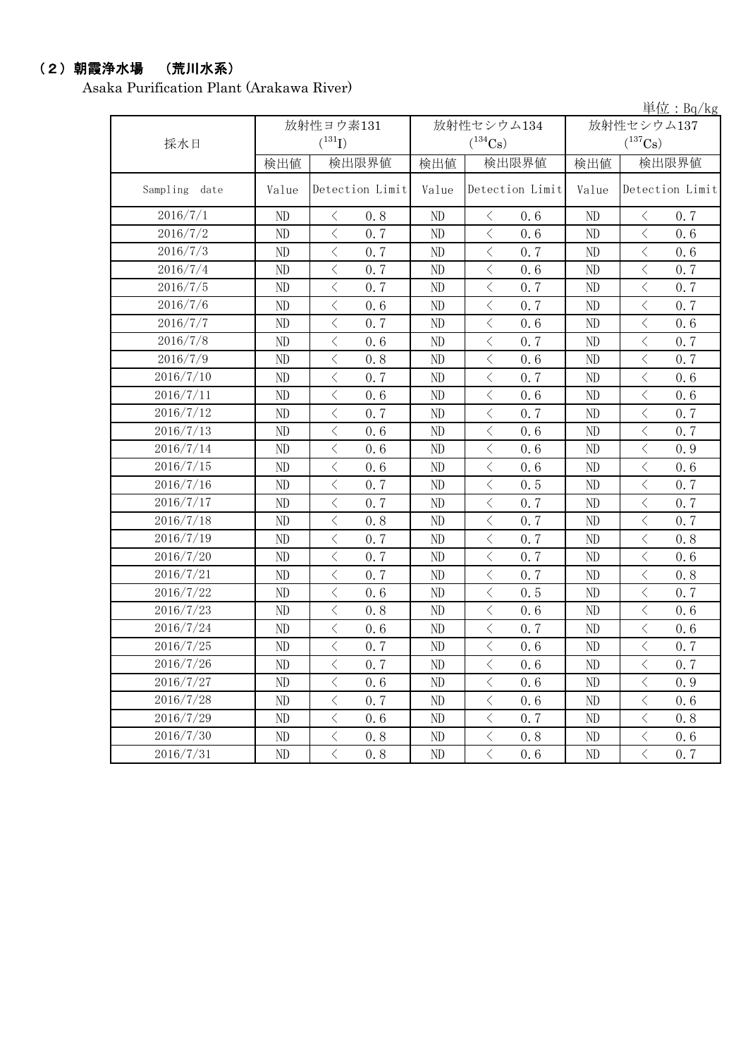## （2）朝霞浄水場　（荒川水系）

Asaka Purification Plant (Arakawa River)

単位：Bq/kg

| 採水日 | 放射性ヨウ素131 ($^{131}I$) | | 放射性セシウム134 ($^{134}Cs$) | | 放射性セシウム137 ($^{137}Cs$) | |
|---|---|---|---|---|---|---|
| | 検出値 | 検出限界値 | 検出値 | 検出限界値 | 検出値 | 検出限界値 |
| Sampling date | Value | Detection Limit | Value | Detection Limit | Value | Detection Limit |
| 2016/7/1 | ND | ＜ 0.8 | ND | ＜ 0.6 | ND | ＜ 0.7 |
| 2016/7/2 | ND | ＜ 0.7 | ND | ＜ 0.6 | ND | ＜ 0.6 |
| 2016/7/3 | ND | ＜ 0.7 | ND | ＜ 0.7 | ND | ＜ 0.6 |
| 2016/7/4 | ND | ＜ 0.7 | ND | ＜ 0.6 | ND | ＜ 0.7 |
| 2016/7/5 | ND | ＜ 0.7 | ND | ＜ 0.7 | ND | ＜ 0.7 |
| 2016/7/6 | ND | ＜ 0.6 | ND | ＜ 0.7 | ND | ＜ 0.7 |
| 2016/7/7 | ND | ＜ 0.7 | ND | ＜ 0.6 | ND | ＜ 0.6 |
| 2016/7/8 | ND | ＜ 0.6 | ND | ＜ 0.7 | ND | ＜ 0.7 |
| 2016/7/9 | ND | ＜ 0.8 | ND | ＜ 0.6 | ND | ＜ 0.7 |
| 2016/7/10 | ND | ＜ 0.7 | ND | ＜ 0.7 | ND | ＜ 0.6 |
| 2016/7/11 | ND | ＜ 0.6 | ND | ＜ 0.6 | ND | ＜ 0.6 |
| 2016/7/12 | ND | ＜ 0.7 | ND | ＜ 0.7 | ND | ＜ 0.7 |
| 2016/7/13 | ND | ＜ 0.6 | ND | ＜ 0.6 | ND | ＜ 0.7 |
| 2016/7/14 | ND | ＜ 0.6 | ND | ＜ 0.6 | ND | ＜ 0.9 |
| 2016/7/15 | ND | ＜ 0.6 | ND | ＜ 0.6 | ND | ＜ 0.6 |
| 2016/7/16 | ND | ＜ 0.7 | ND | ＜ 0.5 | ND | ＜ 0.7 |
| 2016/7/17 | ND | ＜ 0.7 | ND | ＜ 0.7 | ND | ＜ 0.7 |
| 2016/7/18 | ND | ＜ 0.8 | ND | ＜ 0.7 | ND | ＜ 0.7 |
| 2016/7/19 | ND | ＜ 0.7 | ND | ＜ 0.7 | ND | ＜ 0.8 |
| 2016/7/20 | ND | ＜ 0.7 | ND | ＜ 0.7 | ND | ＜ 0.6 |
| 2016/7/21 | ND | ＜ 0.7 | ND | ＜ 0.7 | ND | ＜ 0.8 |
| 2016/7/22 | ND | ＜ 0.6 | ND | ＜ 0.5 | ND | ＜ 0.7 |
| 2016/7/23 | ND | ＜ 0.8 | ND | ＜ 0.6 | ND | ＜ 0.6 |
| 2016/7/24 | ND | ＜ 0.6 | ND | ＜ 0.7 | ND | ＜ 0.6 |
| 2016/7/25 | ND | ＜ 0.7 | ND | ＜ 0.6 | ND | ＜ 0.7 |
| 2016/7/26 | ND | ＜ 0.7 | ND | ＜ 0.6 | ND | ＜ 0.7 |
| 2016/7/27 | ND | ＜ 0.6 | ND | ＜ 0.6 | ND | ＜ 0.9 |
| 2016/7/28 | ND | ＜ 0.7 | ND | ＜ 0.6 | ND | ＜ 0.6 |
| 2016/7/29 | ND | ＜ 0.6 | ND | ＜ 0.7 | ND | ＜ 0.8 |
| 2016/7/30 | ND | ＜ 0.8 | ND | ＜ 0.8 | ND | ＜ 0.6 |
| 2016/7/31 | ND | ＜ 0.8 | ND | ＜ 0.6 | ND | ＜ 0.7 |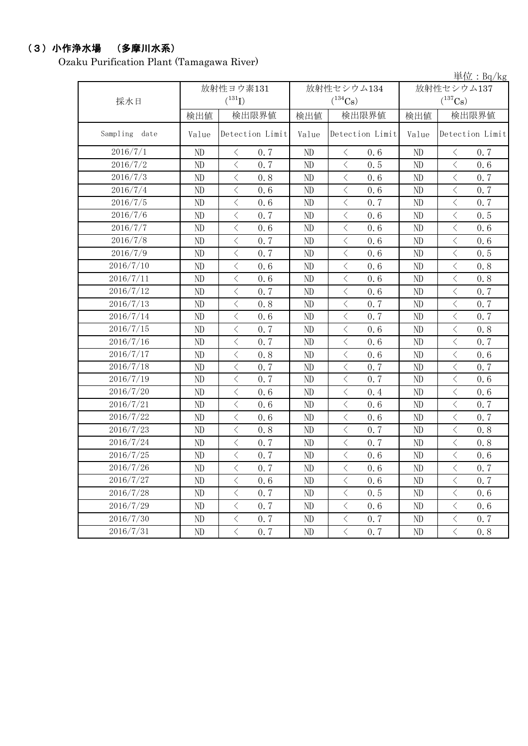## （3）小作浄水場　（多摩川水系）

Ozaku Purification Plant (Tamagawa River)

単位：Bq/kg

| 採水日 | 放射性ヨウ素131 ($^{131}$I) | | 放射性セシウム134 ($^{134}$Cs) | | 放射性セシウム137 ($^{137}$Cs) | |
|---|---|---|---|---|---|---|
| | 検出値 | 検出限界値 | 検出値 | 検出限界値 | 検出値 | 検出限界値 |
| Sampling date | Value | Detection Limit | Value | Detection Limit | Value | Detection Limit |
| 2016/7/1 | ND | ＜ 0.7 | ND | ＜ 0.6 | ND | ＜ 0.7 |
| 2016/7/2 | ND | ＜ 0.7 | ND | ＜ 0.5 | ND | ＜ 0.6 |
| 2016/7/3 | ND | ＜ 0.8 | ND | ＜ 0.6 | ND | ＜ 0.7 |
| 2016/7/4 | ND | ＜ 0.6 | ND | ＜ 0.6 | ND | ＜ 0.7 |
| 2016/7/5 | ND | ＜ 0.6 | ND | ＜ 0.7 | ND | ＜ 0.7 |
| 2016/7/6 | ND | ＜ 0.7 | ND | ＜ 0.6 | ND | ＜ 0.5 |
| 2016/7/7 | ND | ＜ 0.6 | ND | ＜ 0.6 | ND | ＜ 0.6 |
| 2016/7/8 | ND | ＜ 0.7 | ND | ＜ 0.6 | ND | ＜ 0.6 |
| 2016/7/9 | ND | ＜ 0.7 | ND | ＜ 0.6 | ND | ＜ 0.5 |
| 2016/7/10 | ND | ＜ 0.6 | ND | ＜ 0.6 | ND | ＜ 0.8 |
| 2016/7/11 | ND | ＜ 0.6 | ND | ＜ 0.6 | ND | ＜ 0.8 |
| 2016/7/12 | ND | ＜ 0.7 | ND | ＜ 0.6 | ND | ＜ 0.7 |
| 2016/7/13 | ND | ＜ 0.8 | ND | ＜ 0.7 | ND | ＜ 0.7 |
| 2016/7/14 | ND | ＜ 0.6 | ND | ＜ 0.7 | ND | ＜ 0.7 |
| 2016/7/15 | ND | ＜ 0.7 | ND | ＜ 0.6 | ND | ＜ 0.8 |
| 2016/7/16 | ND | ＜ 0.7 | ND | ＜ 0.6 | ND | ＜ 0.7 |
| 2016/7/17 | ND | ＜ 0.8 | ND | ＜ 0.6 | ND | ＜ 0.6 |
| 2016/7/18 | ND | ＜ 0.7 | ND | ＜ 0.7 | ND | ＜ 0.7 |
| 2016/7/19 | ND | ＜ 0.7 | ND | ＜ 0.7 | ND | ＜ 0.6 |
| 2016/7/20 | ND | ＜ 0.6 | ND | ＜ 0.4 | ND | ＜ 0.6 |
| 2016/7/21 | ND | ＜ 0.6 | ND | ＜ 0.6 | ND | ＜ 0.7 |
| 2016/7/22 | ND | ＜ 0.6 | ND | ＜ 0.6 | ND | ＜ 0.7 |
| 2016/7/23 | ND | ＜ 0.8 | ND | ＜ 0.7 | ND | ＜ 0.8 |
| 2016/7/24 | ND | ＜ 0.7 | ND | ＜ 0.7 | ND | ＜ 0.8 |
| 2016/7/25 | ND | ＜ 0.7 | ND | ＜ 0.6 | ND | ＜ 0.6 |
| 2016/7/26 | ND | ＜ 0.7 | ND | ＜ 0.6 | ND | ＜ 0.7 |
| 2016/7/27 | ND | ＜ 0.6 | ND | ＜ 0.6 | ND | ＜ 0.7 |
| 2016/7/28 | ND | ＜ 0.7 | ND | ＜ 0.5 | ND | ＜ 0.6 |
| 2016/7/29 | ND | ＜ 0.7 | ND | ＜ 0.6 | ND | ＜ 0.6 |
| 2016/7/30 | ND | ＜ 0.7 | ND | ＜ 0.7 | ND | ＜ 0.7 |
| 2016/7/31 | ND | ＜ 0.7 | ND | ＜ 0.7 | ND | ＜ 0.8 |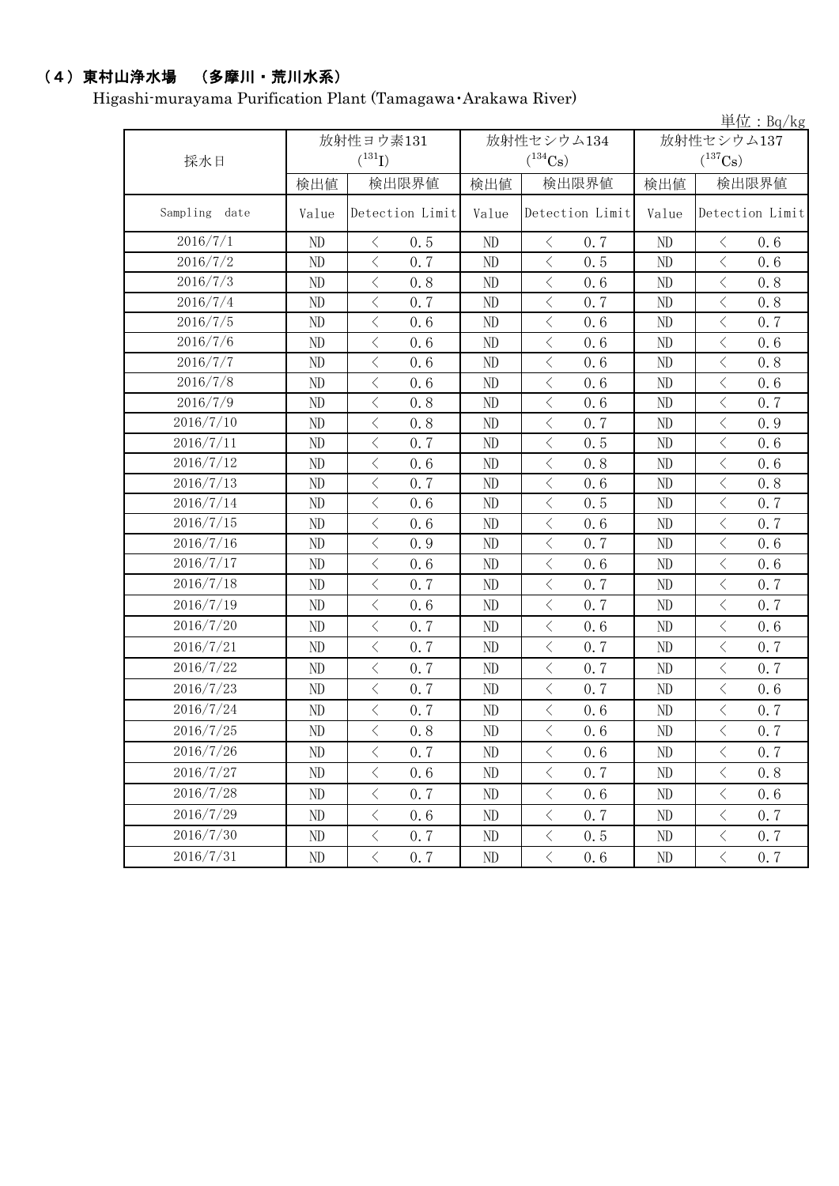## （4）東村山浄水場　（多摩川・荒川水系）

Higashi-murayama Purification Plant (Tamagawa・Arakawa River)

単位：Bq/kg

| 採水日 | 放射性ヨウ素131 ($^{131}I$) | | 放射性セシウム134 ($^{134}Cs$) | | 放射性セシウム137 ($^{137}Cs$) | |
|---|---|---|---|---|---|---|
| | 検出値 | 検出限界値 | 検出値 | 検出限界値 | 検出値 | 検出限界値 |
| Sampling date | Value | Detection Limit | Value | Detection Limit | Value | Detection Limit |
| 2016/7/1 | ND | ＜ 0.5 | ND | ＜ 0.7 | ND | ＜ 0.6 |
| 2016/7/2 | ND | ＜ 0.7 | ND | ＜ 0.5 | ND | ＜ 0.6 |
| 2016/7/3 | ND | ＜ 0.8 | ND | ＜ 0.6 | ND | ＜ 0.8 |
| 2016/7/4 | ND | ＜ 0.7 | ND | ＜ 0.7 | ND | ＜ 0.8 |
| 2016/7/5 | ND | ＜ 0.6 | ND | ＜ 0.6 | ND | ＜ 0.7 |
| 2016/7/6 | ND | ＜ 0.6 | ND | ＜ 0.6 | ND | ＜ 0.6 |
| 2016/7/7 | ND | ＜ 0.6 | ND | ＜ 0.6 | ND | ＜ 0.8 |
| 2016/7/8 | ND | ＜ 0.6 | ND | ＜ 0.6 | ND | ＜ 0.6 |
| 2016/7/9 | ND | ＜ 0.8 | ND | ＜ 0.6 | ND | ＜ 0.7 |
| 2016/7/10 | ND | ＜ 0.8 | ND | ＜ 0.7 | ND | ＜ 0.9 |
| 2016/7/11 | ND | ＜ 0.7 | ND | ＜ 0.5 | ND | ＜ 0.6 |
| 2016/7/12 | ND | ＜ 0.6 | ND | ＜ 0.8 | ND | ＜ 0.6 |
| 2016/7/13 | ND | ＜ 0.7 | ND | ＜ 0.6 | ND | ＜ 0.8 |
| 2016/7/14 | ND | ＜ 0.6 | ND | ＜ 0.5 | ND | ＜ 0.7 |
| 2016/7/15 | ND | ＜ 0.6 | ND | ＜ 0.6 | ND | ＜ 0.7 |
| 2016/7/16 | ND | ＜ 0.9 | ND | ＜ 0.7 | ND | ＜ 0.6 |
| 2016/7/17 | ND | ＜ 0.6 | ND | ＜ 0.6 | ND | ＜ 0.6 |
| 2016/7/18 | ND | ＜ 0.7 | ND | ＜ 0.7 | ND | ＜ 0.7 |
| 2016/7/19 | ND | ＜ 0.6 | ND | ＜ 0.7 | ND | ＜ 0.7 |
| 2016/7/20 | ND | ＜ 0.7 | ND | ＜ 0.6 | ND | ＜ 0.6 |
| 2016/7/21 | ND | ＜ 0.7 | ND | ＜ 0.7 | ND | ＜ 0.7 |
| 2016/7/22 | ND | ＜ 0.7 | ND | ＜ 0.7 | ND | ＜ 0.7 |
| 2016/7/23 | ND | ＜ 0.7 | ND | ＜ 0.7 | ND | ＜ 0.6 |
| 2016/7/24 | ND | ＜ 0.7 | ND | ＜ 0.6 | ND | ＜ 0.7 |
| 2016/7/25 | ND | ＜ 0.8 | ND | ＜ 0.6 | ND | ＜ 0.7 |
| 2016/7/26 | ND | ＜ 0.7 | ND | ＜ 0.6 | ND | ＜ 0.7 |
| 2016/7/27 | ND | ＜ 0.6 | ND | ＜ 0.7 | ND | ＜ 0.8 |
| 2016/7/28 | ND | ＜ 0.7 | ND | ＜ 0.6 | ND | ＜ 0.6 |
| 2016/7/29 | ND | ＜ 0.6 | ND | ＜ 0.7 | ND | ＜ 0.7 |
| 2016/7/30 | ND | ＜ 0.7 | ND | ＜ 0.5 | ND | ＜ 0.7 |
| 2016/7/31 | ND | ＜ 0.7 | ND | ＜ 0.6 | ND | ＜ 0.7 |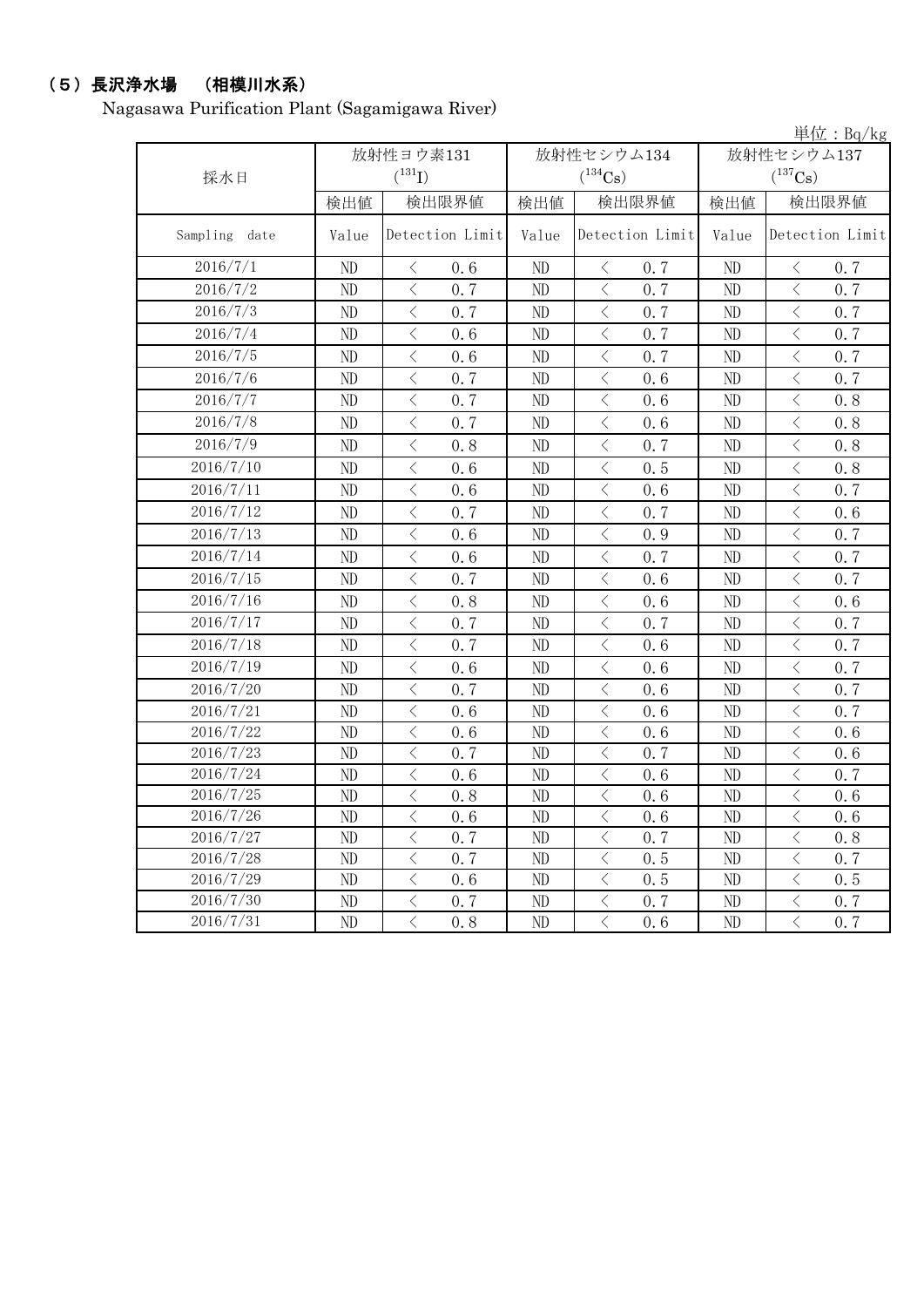## （5）長沢浄水場　（相模川水系）

Nagasawa Purification Plant (Sagamigawa River)

単位：Bq/kg

| 採水日 | 放射性ヨウ素131 ($^{131}I$) | | 放射性セシウム134 ($^{134}Cs$) | | 放射性セシウム137 ($^{137}Cs$) | |
|---|---|---|---|---|---|---|
| | 検出値 | 検出限界値 | 検出値 | 検出限界値 | 検出値 | 検出限界値 |
| Sampling date | Value | Detection Limit | Value | Detection Limit | Value | Detection Limit |
| 2016/7/1 | ND | < 0.6 | ND | < 0.7 | ND | < 0.7 |
| 2016/7/2 | ND | < 0.7 | ND | < 0.7 | ND | < 0.7 |
| 2016/7/3 | ND | < 0.7 | ND | < 0.7 | ND | < 0.7 |
| 2016/7/4 | ND | < 0.6 | ND | < 0.7 | ND | < 0.7 |
| 2016/7/5 | ND | < 0.6 | ND | < 0.7 | ND | < 0.7 |
| 2016/7/6 | ND | < 0.7 | ND | < 0.6 | ND | < 0.7 |
| 2016/7/7 | ND | < 0.7 | ND | < 0.6 | ND | < 0.8 |
| 2016/7/8 | ND | < 0.7 | ND | < 0.6 | ND | < 0.8 |
| 2016/7/9 | ND | < 0.8 | ND | < 0.7 | ND | < 0.8 |
| 2016/7/10 | ND | < 0.6 | ND | < 0.5 | ND | < 0.8 |
| 2016/7/11 | ND | < 0.6 | ND | < 0.6 | ND | < 0.7 |
| 2016/7/12 | ND | < 0.7 | ND | < 0.7 | ND | < 0.6 |
| 2016/7/13 | ND | < 0.6 | ND | < 0.9 | ND | < 0.7 |
| 2016/7/14 | ND | < 0.6 | ND | < 0.7 | ND | < 0.7 |
| 2016/7/15 | ND | < 0.7 | ND | < 0.6 | ND | < 0.7 |
| 2016/7/16 | ND | < 0.8 | ND | < 0.6 | ND | < 0.6 |
| 2016/7/17 | ND | < 0.7 | ND | < 0.7 | ND | < 0.7 |
| 2016/7/18 | ND | < 0.7 | ND | < 0.6 | ND | < 0.7 |
| 2016/7/19 | ND | < 0.6 | ND | < 0.6 | ND | < 0.7 |
| 2016/7/20 | ND | < 0.7 | ND | < 0.6 | ND | < 0.7 |
| 2016/7/21 | ND | < 0.6 | ND | < 0.6 | ND | < 0.7 |
| 2016/7/22 | ND | < 0.6 | ND | < 0.6 | ND | < 0.6 |
| 2016/7/23 | ND | < 0.7 | ND | < 0.7 | ND | < 0.6 |
| 2016/7/24 | ND | < 0.6 | ND | < 0.6 | ND | < 0.7 |
| 2016/7/25 | ND | < 0.8 | ND | < 0.6 | ND | < 0.6 |
| 2016/7/26 | ND | < 0.6 | ND | < 0.6 | ND | < 0.6 |
| 2016/7/27 | ND | < 0.7 | ND | < 0.7 | ND | < 0.8 |
| 2016/7/28 | ND | < 0.7 | ND | < 0.5 | ND | < 0.7 |
| 2016/7/29 | ND | < 0.6 | ND | < 0.5 | ND | < 0.5 |
| 2016/7/30 | ND | < 0.7 | ND | < 0.7 | ND | < 0.7 |
| 2016/7/31 | ND | < 0.8 | ND | < 0.6 | ND | < 0.7 |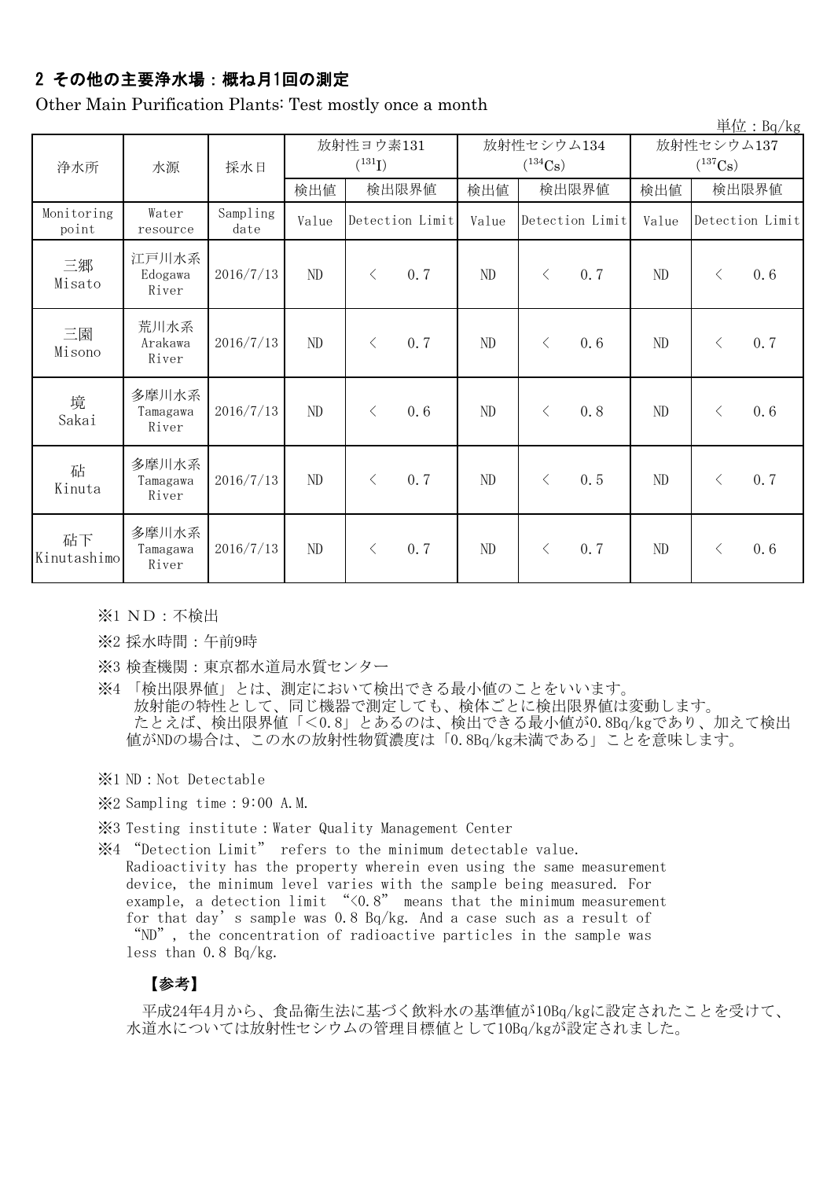## 2 その他の主要浄水場：概ね月1回の測定

Other Main Purification Plants: Test mostly once a month

単位：Bq/kg

| 浄水所 | 水源 | 採水日 | 放射性ヨウ素131 ($^{131}I$) | | 放射性セシウム134 ($^{134}Cs$) | | 放射性セシウム137 ($^{137}Cs$) | |
|---|---|---|---|---|---|---|---|---|
| | | | 検出値 | 検出限界値 | 検出値 | 検出限界値 | 検出値 | 検出限界値 |
| Monitoring point | Water resource | Sampling date | Value | Detection Limit | Value | Detection Limit | Value | Detection Limit |
| 三郷 Misato | 江戸川水系 Edogawa River | 2016/7/13 | ND | < 0.7 | ND | < 0.7 | ND | < 0.6 |
| 三園 Misono | 荒川水系 Arakawa River | 2016/7/13 | ND | < 0.7 | ND | < 0.6 | ND | < 0.7 |
| 境 Sakai | 多摩川水系 Tamagawa River | 2016/7/13 | ND | < 0.6 | ND | < 0.8 | ND | < 0.6 |
| 砧 Kinuta | 多摩川水系 Tamagawa River | 2016/7/13 | ND | < 0.7 | ND | < 0.5 | ND | < 0.7 |
| 砧下 Kinutashimo | 多摩川水系 Tamagawa River | 2016/7/13 | ND | < 0.7 | ND | < 0.7 | ND | < 0.6 |

※1 ＮＤ：不検出

※2 採水時間：午前9時

※3 検査機関：東京都水道局水質センター

※4 「検出限界値」とは、測定において検出できる最小値のことをいいます。
放射能の特性として、同じ機器で測定しても、検体ごとに検出限界値は変動します。
たとえば、検出限界値「<0.8」とあるのは、検出できる最小値が0.8Bq/kgであり、加えて検出値がNDの場合は、この水の放射性物質濃度は「0.8Bq/kg未満である」ことを意味します。

※1 ND：Not Detectable

※2 Sampling time：9:00 A.M.

※3 Testing institute：Water Quality Management Center

※4 "Detection Limit" refers to the minimum detectable value.
Radioactivity has the property wherein even using the same measurement device, the minimum level varies with the sample being measured. For example, a detection limit "<0.8" means that the minimum measurement for that day's sample was 0.8 Bq/kg. And a case such as a result of "ND", the concentration of radioactive particles in the sample was less than 0.8 Bq/kg.

**【参考】**

平成24年4月から、食品衛生法に基づく飲料水の基準値が10Bq/kgに設定されたことを受けて、水道水については放射性セシウムの管理目標値として10Bq/kgが設定されました。